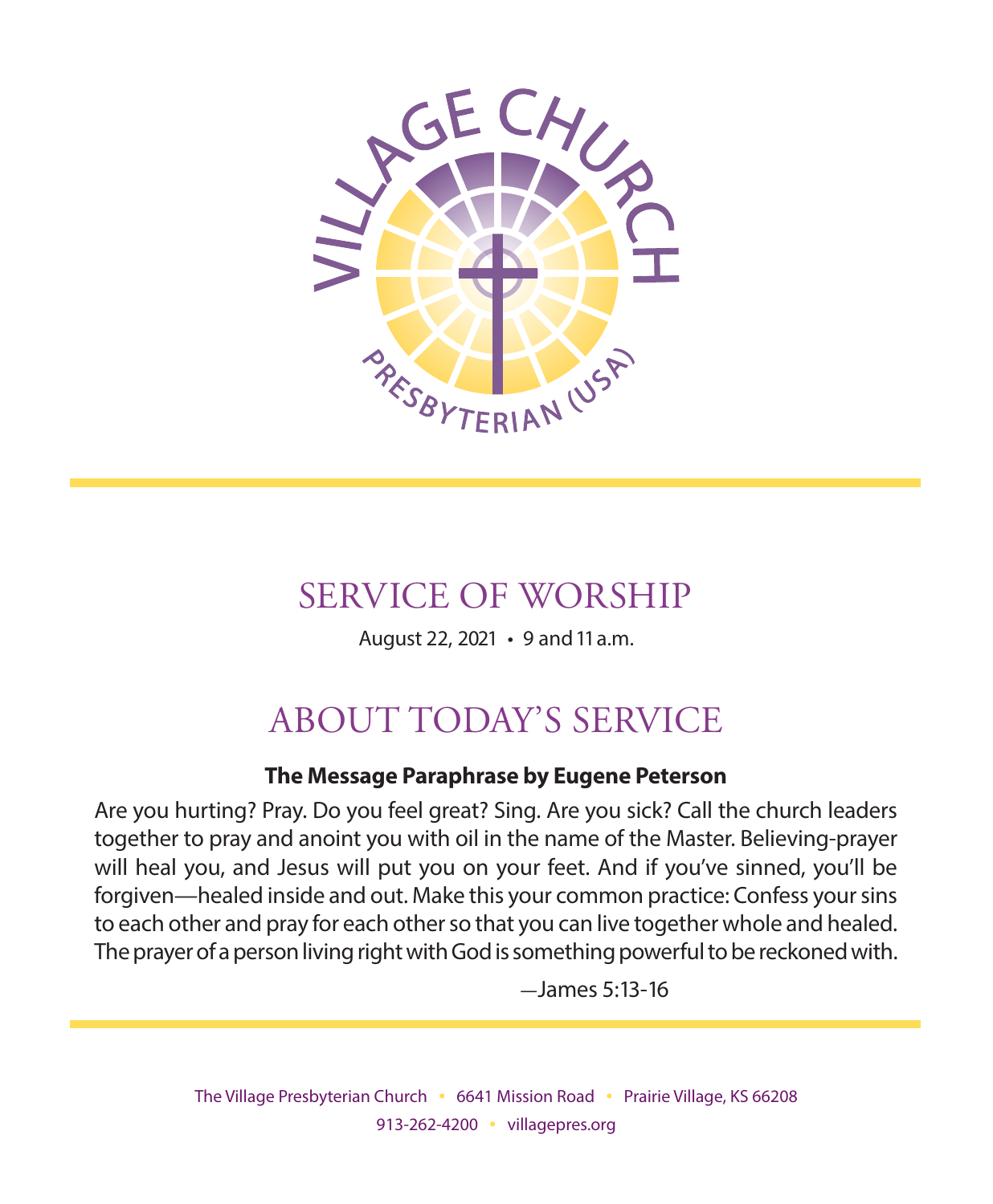VILLAGE CHURCH

PRESBYTERIAN (USA)

# SERVICE OF WORSHIP

August 22, 2021 • 9 and 11 a.m.

# ABOUT TODAY'S SERVICE

**The Message Paraphrase by Eugene Peterson**

Are you hurting? Pray. Do you feel great? Sing. Are you sick? Call the church leaders together to pray and anoint you with oil in the name of the Master. Believing-prayer will heal you, and Jesus will put you on your feet. And if you've sinned, you'll be forgiven—healed inside and out. Make this your common practice: Confess your sins to each other and pray for each other so that you can live together whole and healed. The prayer of a person living right with God is something powerful to be reckoned with.

—James 5:13-16

The Village Presbyterian Church • 6641 Mission Road • Prairie Village, KS 66208
913-262-4200 • villagepres.org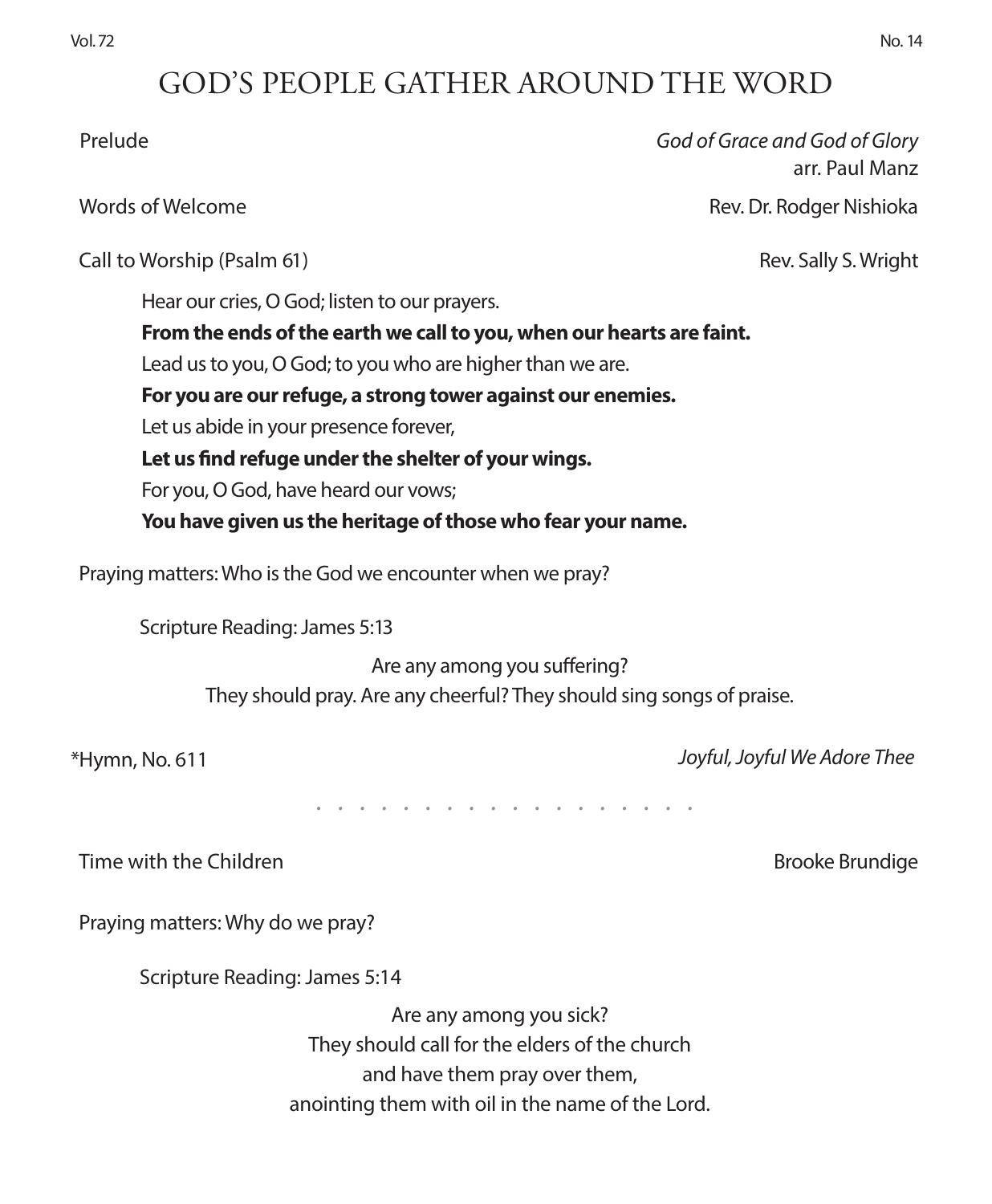# GOD'S PEOPLE GATHER AROUND THE WORD

Prelude — *God of Grace and God of Glory*
arr. Paul Manz

Words of Welcome — Rev. Dr. Rodger Nishioka

Call to Worship (Psalm 61) — Rev. Sally S. Wright

Hear our cries, O God; listen to our prayers.
**From the ends of the earth we call to you, when our hearts are faint.**
Lead us to you, O God; to you who are higher than we are.
**For you are our refuge, a strong tower against our enemies.**
Let us abide in your presence forever,
**Let us find refuge under the shelter of your wings.**
For you, O God, have heard our vows;
**You have given us the heritage of those who fear your name.**

Praying matters: Who is the God we encounter when we pray?

Scripture Reading: James 5:13

Are any among you suffering?
They should pray. Are any cheerful? They should sing songs of praise.

*Hymn, No. 611 — *Joyful, Joyful We Adore Thee*

. . . . . . . . . . . . . . . . . .

Time with the Children — Brooke Brundige

Praying matters: Why do we pray?

Scripture Reading: James 5:14

Are any among you sick?
They should call for the elders of the church
and have them pray over them,
anointing them with oil in the name of the Lord.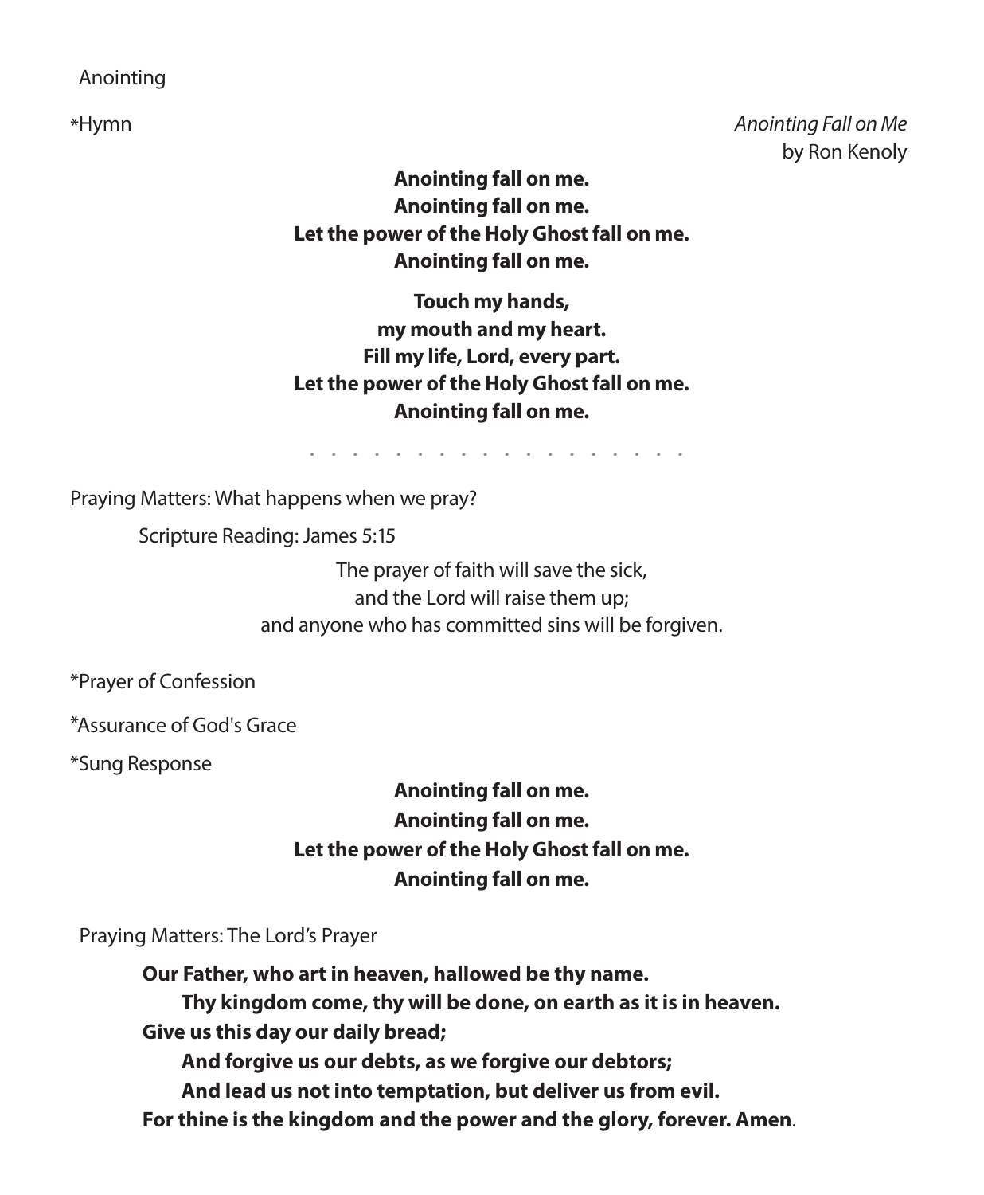Anointing

*Hymn *Anointing Fall on Me* by Ron Kenoly

**Anointing fall on me.**
**Anointing fall on me.**
**Let the power of the Holy Ghost fall on me.**
**Anointing fall on me.**

**Touch my hands,**
**my mouth and my heart.**
**Fill my life, Lord, every part.**
**Let the power of the Holy Ghost fall on me.**
**Anointing fall on me.**

. . . . . . . . . . . . . . . . . . .

Praying Matters: What happens when we pray?

Scripture Reading: James 5:15

The prayer of faith will save the sick,
and the Lord will raise them up;
and anyone who has committed sins will be forgiven.

*Prayer of Confession

*Assurance of God's Grace

*Sung Response

**Anointing fall on me.**
**Anointing fall on me.**
**Let the power of the Holy Ghost fall on me.**
**Anointing fall on me.**

Praying Matters: The Lord's Prayer

**Our Father, who art in heaven, hallowed be thy name.**
**Thy kingdom come, thy will be done, on earth as it is in heaven.**
**Give us this day our daily bread;**
**And forgive us our debts, as we forgive our debtors;**
**And lead us not into temptation, but deliver us from evil.**
**For thine is the kingdom and the power and the glory, forever. Amen**.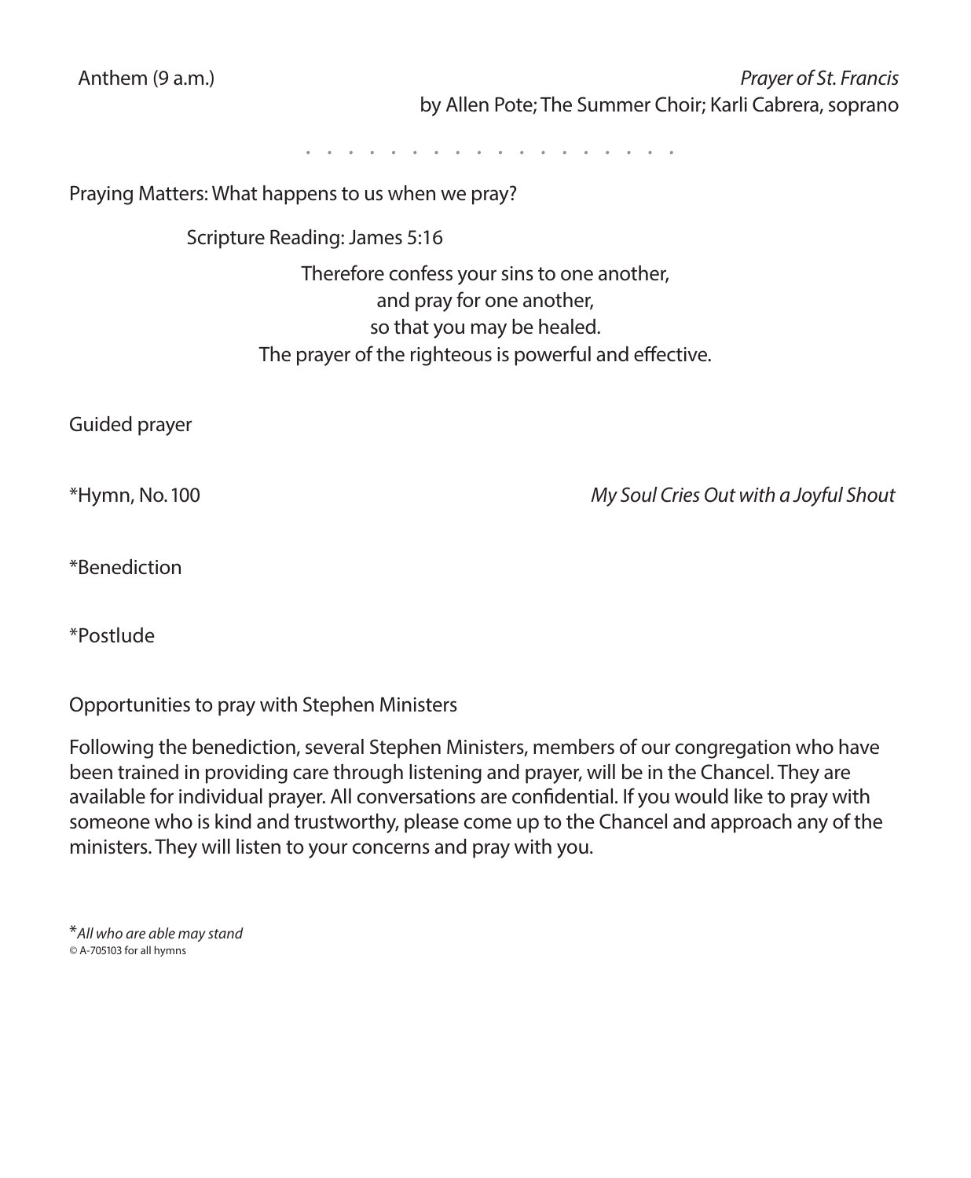Anthem (9 a.m.) *Prayer of St. Francis*
by Allen Pote; The Summer Choir; Karli Cabrera, soprano

. . . . . . . . . . . . . . . . . . . .

Praying Matters: What happens to us when we pray?

Scripture Reading: James 5:16

Therefore confess your sins to one another,
and pray for one another,
so that you may be healed.
The prayer of the righteous is powerful and effective.

Guided prayer

*Hymn, No. 100 *My Soul Cries Out with a Joyful Shout*

*Benediction

*Postlude

Opportunities to pray with Stephen Ministers

Following the benediction, several Stephen Ministers, members of our congregation who have been trained in providing care through listening and prayer, will be in the Chancel. They are available for individual prayer. All conversations are confidential. If you would like to pray with someone who is kind and trustworthy, please come up to the Chancel and approach any of the ministers. They will listen to your concerns and pray with you.

\**All who are able may stand*

© A-705103 for all hymns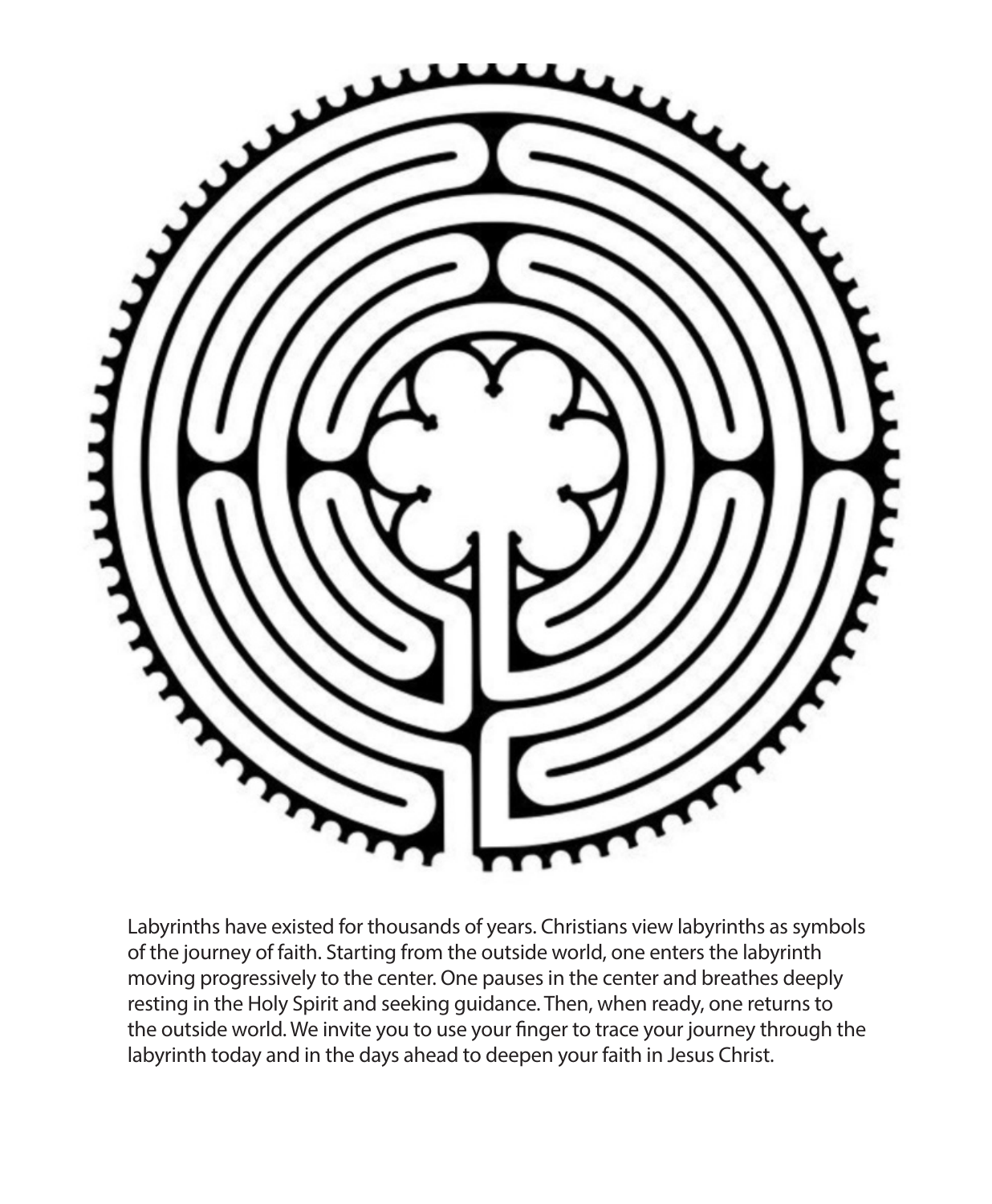Labyrinths have existed for thousands of years. Christians view labyrinths as symbols of the journey of faith. Starting from the outside world, one enters the labyrinth moving progressively to the center. One pauses in the center and breathes deeply resting in the Holy Spirit and seeking guidance. Then, when ready, one returns to the outside world. We invite you to use your finger to trace your journey through the labyrinth today and in the days ahead to deepen your faith in Jesus Christ.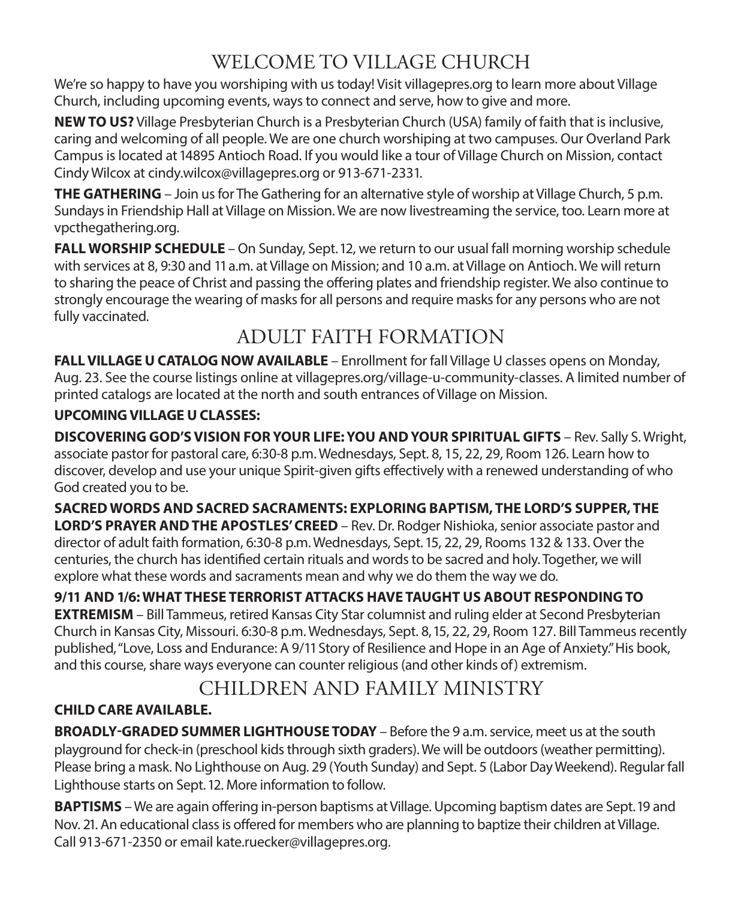# WELCOME TO VILLAGE CHURCH

We're so happy to have you worshiping with us today! Visit villagepres.org to learn more about Village Church, including upcoming events, ways to connect and serve, how to give and more.

**NEW TO US?** Village Presbyterian Church is a Presbyterian Church (USA) family of faith that is inclusive, caring and welcoming of all people. We are one church worshiping at two campuses. Our Overland Park Campus is located at 14895 Antioch Road. If you would like a tour of Village Church on Mission, contact Cindy Wilcox at cindy.wilcox@villagepres.org or 913-671-2331.

**THE GATHERING** – Join us for The Gathering for an alternative style of worship at Village Church, 5 p.m. Sundays in Friendship Hall at Village on Mission. We are now livestreaming the service, too. Learn more at vpcthegathering.org.

**FALL WORSHIP SCHEDULE** – On Sunday, Sept. 12, we return to our usual fall morning worship schedule with services at 8, 9:30 and 11 a.m. at Village on Mission; and 10 a.m. at Village on Antioch. We will return to sharing the peace of Christ and passing the offering plates and friendship register. We also continue to strongly encourage the wearing of masks for all persons and require masks for any persons who are not fully vaccinated.

# ADULT FAITH FORMATION

**FALL VILLAGE U CATALOG NOW AVAILABLE** – Enrollment for fall Village U classes opens on Monday, Aug. 23. See the course listings online at villagepres.org/village-u-community-classes. A limited number of printed catalogs are located at the north and south entrances of Village on Mission.

**UPCOMING VILLAGE U CLASSES:**

**DISCOVERING GOD'S VISION FOR YOUR LIFE: YOU AND YOUR SPIRITUAL GIFTS** – Rev. Sally S. Wright, associate pastor for pastoral care, 6:30-8 p.m. Wednesdays, Sept. 8, 15, 22, 29, Room 126. Learn how to discover, develop and use your unique Spirit-given gifts effectively with a renewed understanding of who God created you to be.

**SACRED WORDS AND SACRED SACRAMENTS: EXPLORING BAPTISM, THE LORD'S SUPPER, THE LORD'S PRAYER AND THE APOSTLES' CREED** – Rev. Dr. Rodger Nishioka, senior associate pastor and director of adult faith formation, 6:30-8 p.m. Wednesdays, Sept. 15, 22, 29, Rooms 132 & 133. Over the centuries, the church has identified certain rituals and words to be sacred and holy. Together, we will explore what these words and sacraments mean and why we do them the way we do.

**9/11 AND 1/6: WHAT THESE TERRORIST ATTACKS HAVE TAUGHT US ABOUT RESPONDING TO EXTREMISM** – Bill Tammeus, retired Kansas City Star columnist and ruling elder at Second Presbyterian Church in Kansas City, Missouri. 6:30-8 p.m. Wednesdays, Sept. 8, 15, 22, 29, Room 127. Bill Tammeus recently published, "Love, Loss and Endurance: A 9/11 Story of Resilience and Hope in an Age of Anxiety." His book, and this course, share ways everyone can counter religious (and other kinds of) extremism.

# CHILDREN AND FAMILY MINISTRY

**CHILD CARE AVAILABLE.**

**BROADLY-GRADED SUMMER LIGHTHOUSE TODAY** – Before the 9 a.m. service, meet us at the south playground for check-in (preschool kids through sixth graders). We will be outdoors (weather permitting). Please bring a mask. No Lighthouse on Aug. 29 (Youth Sunday) and Sept. 5 (Labor Day Weekend). Regular fall Lighthouse starts on Sept. 12. More information to follow.

**BAPTISMS** – We are again offering in-person baptisms at Village. Upcoming baptism dates are Sept. 19 and Nov. 21. An educational class is offered for members who are planning to baptize their children at Village. Call 913-671-2350 or email kate.ruecker@villagepres.org.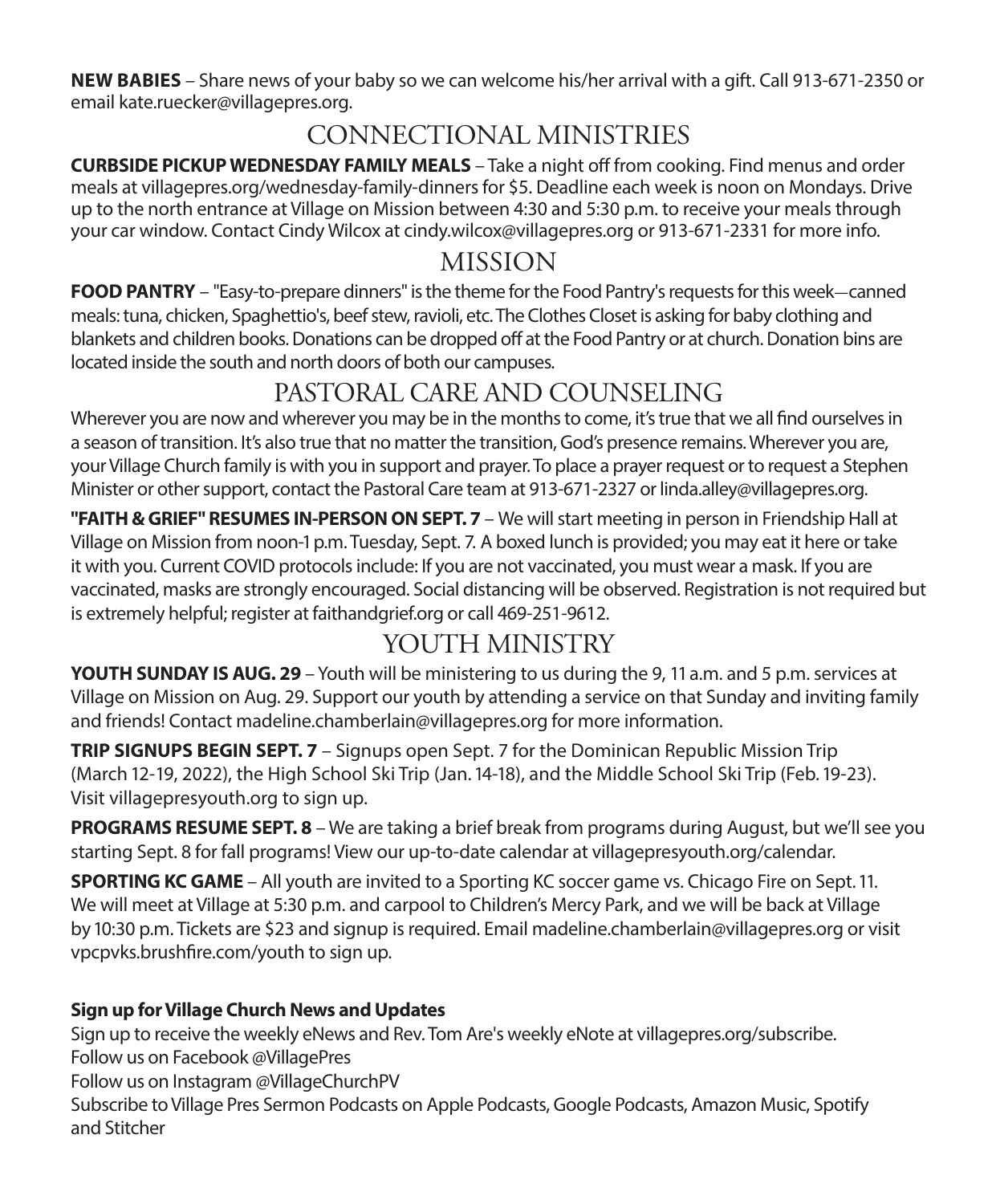**NEW BABIES** – Share news of your baby so we can welcome his/her arrival with a gift. Call 913-671-2350 or email kate.ruecker@villagepres.org.

## CONNECTIONAL MINISTRIES

**CURBSIDE PICKUP WEDNESDAY FAMILY MEALS** – Take a night off from cooking. Find menus and order meals at villagepres.org/wednesday-family-dinners for $5. Deadline each week is noon on Mondays. Drive up to the north entrance at Village on Mission between 4:30 and 5:30 p.m. to receive your meals through your car window. Contact Cindy Wilcox at cindy.wilcox@villagepres.org or 913-671-2331 for more info.

## MISSION

**FOOD PANTRY** – "Easy-to-prepare dinners" is the theme for the Food Pantry's requests for this week—canned meals: tuna, chicken, Spaghettio's, beef stew, ravioli, etc. The Clothes Closet is asking for baby clothing and blankets and children books. Donations can be dropped off at the Food Pantry or at church. Donation bins are located inside the south and north doors of both our campuses.

## PASTORAL CARE AND COUNSELING

Wherever you are now and wherever you may be in the months to come, it's true that we all find ourselves in a season of transition. It's also true that no matter the transition, God's presence remains. Wherever you are, your Village Church family is with you in support and prayer. To place a prayer request or to request a Stephen Minister or other support, contact the Pastoral Care team at 913-671-2327 or linda.alley@villagepres.org.

**"FAITH & GRIEF" RESUMES IN-PERSON ON SEPT. 7** – We will start meeting in person in Friendship Hall at Village on Mission from noon-1 p.m. Tuesday, Sept. 7. A boxed lunch is provided; you may eat it here or take it with you. Current COVID protocols include: If you are not vaccinated, you must wear a mask. If you are vaccinated, masks are strongly encouraged. Social distancing will be observed. Registration is not required but is extremely helpful; register at faithandgrief.org or call 469-251-9612.

## YOUTH MINISTRY

**YOUTH SUNDAY IS AUG. 29** – Youth will be ministering to us during the 9, 11 a.m. and 5 p.m. services at Village on Mission on Aug. 29. Support our youth by attending a service on that Sunday and inviting family and friends! Contact madeline.chamberlain@villagepres.org for more information.

**TRIP SIGNUPS BEGIN SEPT. 7** – Signups open Sept. 7 for the Dominican Republic Mission Trip (March 12-19, 2022), the High School Ski Trip (Jan. 14-18), and the Middle School Ski Trip (Feb. 19-23). Visit villagepresyouth.org to sign up.

**PROGRAMS RESUME SEPT. 8** – We are taking a brief break from programs during August, but we'll see you starting Sept. 8 for fall programs! View our up-to-date calendar at villagepresyouth.org/calendar.

**SPORTING KC GAME** – All youth are invited to a Sporting KC soccer game vs. Chicago Fire on Sept. 11. We will meet at Village at 5:30 p.m. and carpool to Children's Mercy Park, and we will be back at Village by 10:30 p.m. Tickets are $23 and signup is required. Email madeline.chamberlain@villagepres.org or visit vpcpvks.brushfire.com/youth to sign up.

**Sign up for Village Church News and Updates**

Sign up to receive the weekly eNews and Rev. Tom Are's weekly eNote at villagepres.org/subscribe.
Follow us on Facebook @VillagePres
Follow us on Instagram @VillageChurchPV
Subscribe to Village Pres Sermon Podcasts on Apple Podcasts, Google Podcasts, Amazon Music, Spotify and Stitcher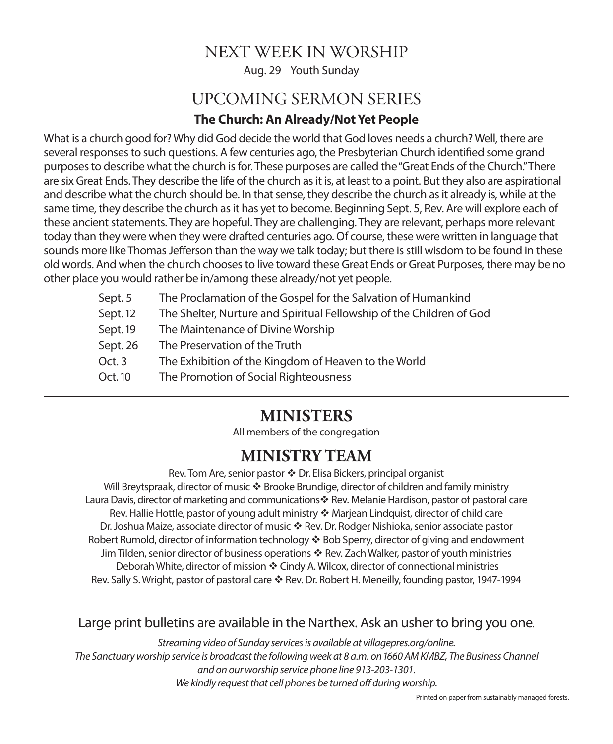## NEXT WEEK IN WORSHIP

Aug. 29 Youth Sunday

## UPCOMING SERMON SERIES

### The Church: An Already/Not Yet People

What is a church good for? Why did God decide the world that God loves needs a church? Well, there are several responses to such questions. A few centuries ago, the Presbyterian Church identified some grand purposes to describe what the church is for. These purposes are called the "Great Ends of the Church." There are six Great Ends. They describe the life of the church as it is, at least to a point. But they also are aspirational and describe what the church should be. In that sense, they describe the church as it already is, while at the same time, they describe the church as it has yet to become. Beginning Sept. 5, Rev. Are will explore each of these ancient statements. They are hopeful. They are challenging. They are relevant, perhaps more relevant today than they were when they were drafted centuries ago. Of course, these were written in language that sounds more like Thomas Jefferson than the way we talk today; but there is still wisdom to be found in these old words. And when the church chooses to live toward these Great Ends or Great Purposes, there may be no other place you would rather be in/among these already/not yet people.

| | |
|---|---|
| Sept. 5 | The Proclamation of the Gospel for the Salvation of Humankind |
| Sept. 12 | The Shelter, Nurture and Spiritual Fellowship of the Children of God |
| Sept. 19 | The Maintenance of Divine Worship |
| Sept. 26 | The Preservation of the Truth |
| Oct. 3 | The Exhibition of the Kingdom of Heaven to the World |
| Oct. 10 | The Promotion of Social Righteousness |

---

## MINISTERS

All members of the congregation

## MINISTRY TEAM

Rev. Tom Are, senior pastor ❖ Dr. Elisa Bickers, principal organist
Will Breytspraak, director of music ❖ Brooke Brundige, director of children and family ministry
Laura Davis, director of marketing and communications ❖ Rev. Melanie Hardison, pastor of pastoral care
Rev. Hallie Hottle, pastor of young adult ministry ❖ Marjean Lindquist, director of child care
Dr. Joshua Maize, associate director of music ❖ Rev. Dr. Rodger Nishioka, senior associate pastor
Robert Rumold, director of information technology ❖ Bob Sperry, director of giving and endowment
Jim Tilden, senior director of business operations ❖ Rev. Zach Walker, pastor of youth ministries
Deborah White, director of mission ❖ Cindy A. Wilcox, director of connectional ministries
Rev. Sally S. Wright, pastor of pastoral care ❖ Rev. Dr. Robert H. Meneilly, founding pastor, 1947-1994

---

Large print bulletins are available in the Narthex. Ask an usher to bring you one.

*Streaming video of Sunday services is available at villagepres.org/online.*
*The Sanctuary worship service is broadcast the following week at 8 a.m. on 1660 AM KMBZ, The Business Channel and on our worship service phone line 913-203-1301.*
*We kindly request that cell phones be turned off during worship.*

Printed on paper from sustainably managed forests.